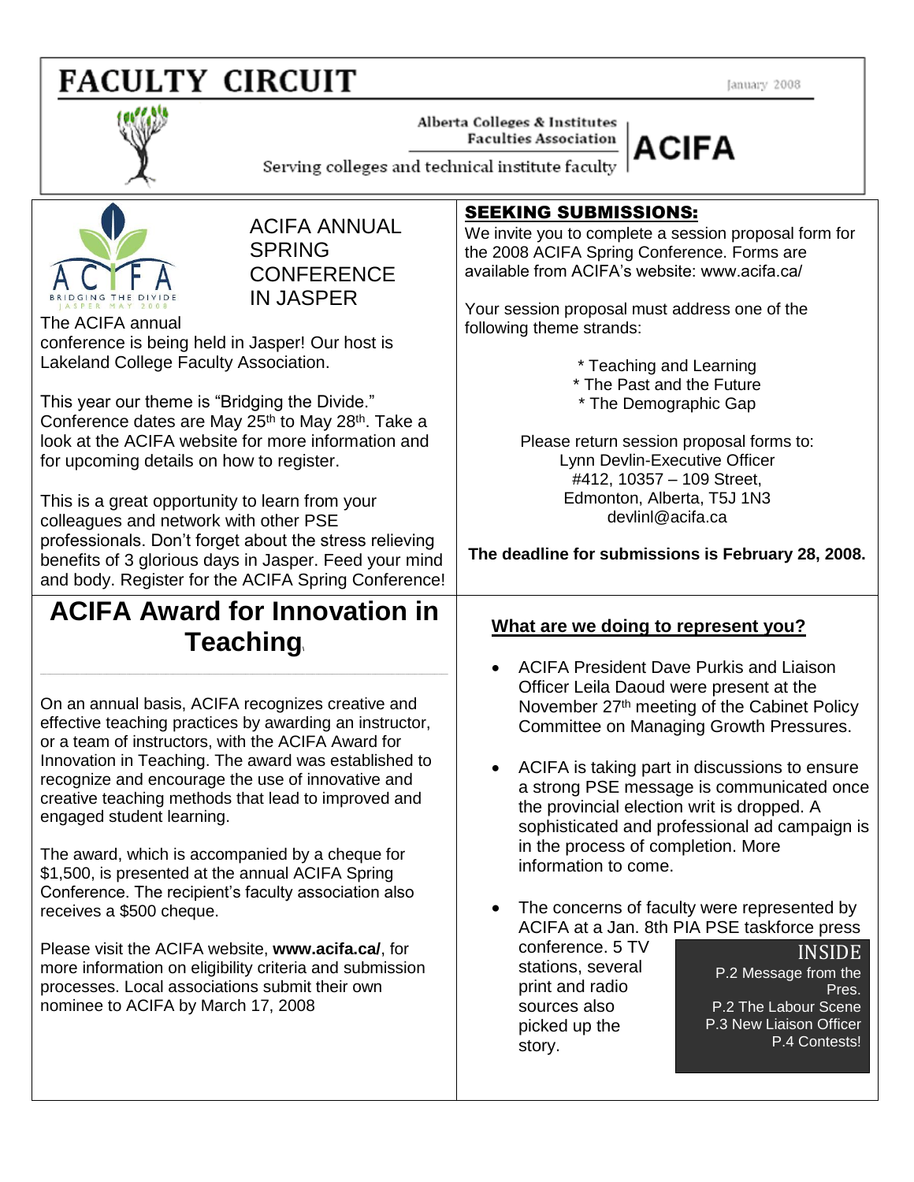# FACULTY CIRCUIT

January 2008

Alberta Colleges & Institutes Faculties Association

Serving colleges and technical institute faculty

**ACIFA**

## ACIFA ANNUAL SPRING CONFERENCE IN JASPER

The ACIFA annual conference is being held in Jasper! Our host is Lakeland College Faculty Association.

This year our theme is "Bridging the Divide." Conference dates are May 25th to May 28th. Take a look at the ACIFA website for more information and for upcoming details on how to register.

This is a great opportunity to learn from your colleagues and network with other PSE professionals. Don't forget about the stress relieving benefits of 3 glorious days in Jasper. Feed your mind and body. Register for the ACIFA Spring Conference!

## SEEKING SUBMISSIONS:

We invite you to complete a session proposal form for the 2008 ACIFA Spring Conference. Forms are available from ACIFA's website: www.acifa.ca/

Your session proposal must address one of the following theme strands:

* Teaching and Learning
* The Past and the Future
* The Demographic Gap

Please return session proposal forms to:
Lynn Devlin-Executive Officer
#412, 10357 – 109 Street,
Edmonton, Alberta, T5J 1N3
devlinl@acifa.ca

**The deadline for submissions is February 28, 2008.**

## ACIFA Award for Innovation in Teaching

On an annual basis, ACIFA recognizes creative and effective teaching practices by awarding an instructor, or a team of instructors, with the ACIFA Award for Innovation in Teaching. The award was established to recognize and encourage the use of innovative and creative teaching methods that lead to improved and engaged student learning.

The award, which is accompanied by a cheque for $1,500, is presented at the annual ACIFA Spring Conference. The recipient's faculty association also receives a $500 cheque.

Please visit the ACIFA website, **www.acifa.ca/**, for more information on eligibility criteria and submission processes. Local associations submit their own nominee to ACIFA by March 17, 2008

## What are we doing to represent you?

- ACIFA President Dave Purkis and Liaison Officer Leila Daoud were present at the November 27th meeting of the Cabinet Policy Committee on Managing Growth Pressures.
- ACIFA is taking part in discussions to ensure a strong PSE message is communicated once the provincial election writ is dropped. A sophisticated and professional ad campaign is in the process of completion. More information to come.
- The concerns of faculty were represented by ACIFA at a Jan. 8th PIA PSE taskforce press conference. 5 TV stations, several print and radio sources also picked up the story.

**INSIDE**

P.2 Message from the Pres.
P.2 The Labour Scene
P.3 New Liaison Officer
P.4 Contests!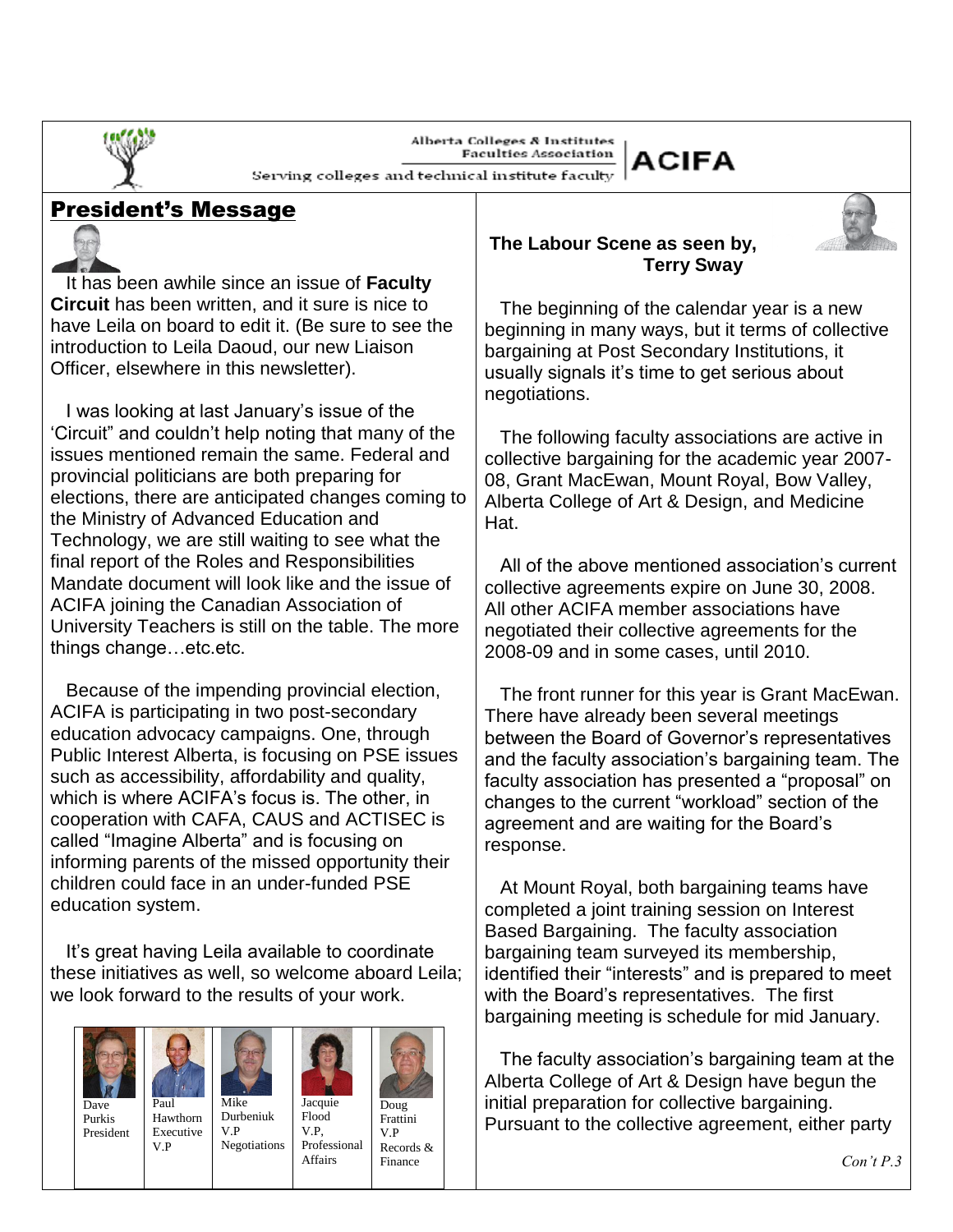Alberta Colleges & Institutes Faculties Association

Serving colleges and technical institute faculty

**ACIFA**

## President's Message

It has been awhile since an issue of **Faculty Circuit** has been written, and it sure is nice to have Leila on board to edit it. (Be sure to see the introduction to Leila Daoud, our new Liaison Officer, elsewhere in this newsletter).

I was looking at last January's issue of the 'Circuit" and couldn't help noting that many of the issues mentioned remain the same. Federal and provincial politicians are both preparing for elections, there are anticipated changes coming to the Ministry of Advanced Education and Technology, we are still waiting to see what the final report of the Roles and Responsibilities Mandate document will look like and the issue of ACIFA joining the Canadian Association of University Teachers is still on the table. The more things change…etc.etc.

Because of the impending provincial election, ACIFA is participating in two post-secondary education advocacy campaigns. One, through Public Interest Alberta, is focusing on PSE issues such as accessibility, affordability and quality, which is where ACIFA's focus is. The other, in cooperation with CAFA, CAUS and ACTISEC is called "Imagine Alberta" and is focusing on informing parents of the missed opportunity their children could face in an under-funded PSE education system.

It's great having Leila available to coordinate these initiatives as well, so welcome aboard Leila; we look forward to the results of your work.

| Dave Purkis President | Paul Hawthorn Executive V.P | Mike Durbeniuk V.P Negotiations | Jacquie Flood V.P, Professional Affairs | Doug Frattini V.P Records & Finance |
|---|---|---|---|---|

**The Labour Scene as seen by, Terry Sway**

The beginning of the calendar year is a new beginning in many ways, but it terms of collective bargaining at Post Secondary Institutions, it usually signals it's time to get serious about negotiations.

The following faculty associations are active in collective bargaining for the academic year 2007-08, Grant MacEwan, Mount Royal, Bow Valley, Alberta College of Art & Design, and Medicine Hat.

All of the above mentioned association's current collective agreements expire on June 30, 2008. All other ACIFA member associations have negotiated their collective agreements for the 2008-09 and in some cases, until 2010.

The front runner for this year is Grant MacEwan. There have already been several meetings between the Board of Governor's representatives and the faculty association's bargaining team. The faculty association has presented a "proposal" on changes to the current "workload" section of the agreement and are waiting for the Board's response.

At Mount Royal, both bargaining teams have completed a joint training session on Interest Based Bargaining. The faculty association bargaining team surveyed its membership, identified their "interests" and is prepared to meet with the Board's representatives. The first bargaining meeting is schedule for mid January.

The faculty association's bargaining team at the Alberta College of Art & Design have begun the initial preparation for collective bargaining. Pursuant to the collective agreement, either party

*Con't P.3*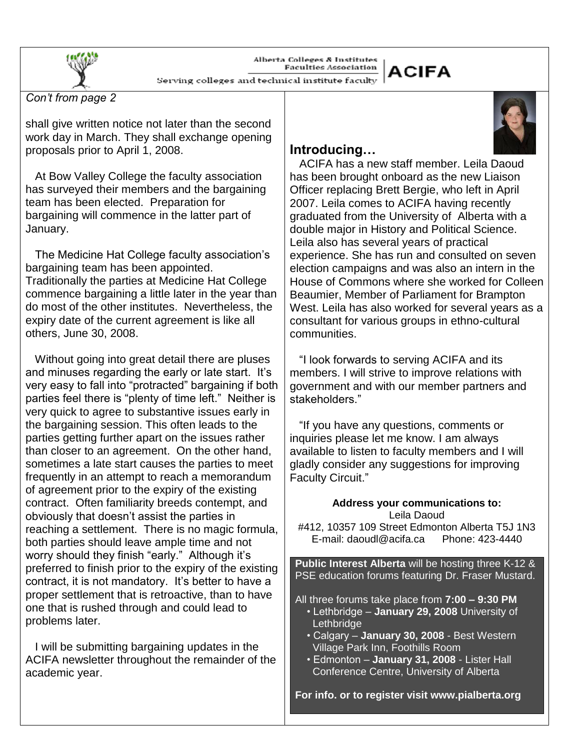*Con't from page 2*

shall give written notice not later than the second work day in March. They shall exchange opening proposals prior to April 1, 2008.

At Bow Valley College the faculty association has surveyed their members and the bargaining team has been elected. Preparation for bargaining will commence in the latter part of January.

The Medicine Hat College faculty association's bargaining team has been appointed. Traditionally the parties at Medicine Hat College commence bargaining a little later in the year than do most of the other institutes. Nevertheless, the expiry date of the current agreement is like all others, June 30, 2008.

Without going into great detail there are pluses and minuses regarding the early or late start. It's very easy to fall into "protracted" bargaining if both parties feel there is "plenty of time left." Neither is very quick to agree to substantive issues early in the bargaining session. This often leads to the parties getting further apart on the issues rather than closer to an agreement. On the other hand, sometimes a late start causes the parties to meet frequently in an attempt to reach a memorandum of agreement prior to the expiry of the existing contract. Often familiarity breeds contempt, and obviously that doesn't assist the parties in reaching a settlement. There is no magic formula, both parties should leave ample time and not worry should they finish "early." Although it's preferred to finish prior to the expiry of the existing contract, it is not mandatory. It's better to have a proper settlement that is retroactive, than to have one that is rushed through and could lead to problems later.

I will be submitting bargaining updates in the ACIFA newsletter throughout the remainder of the academic year.

## Introducing…

ACIFA has a new staff member. Leila Daoud has been brought onboard as the new Liaison Officer replacing Brett Bergie, who left in April 2007. Leila comes to ACIFA having recently graduated from the University of Alberta with a double major in History and Political Science. Leila also has several years of practical experience. She has run and consulted on seven election campaigns and was also an intern in the House of Commons where she worked for Colleen Beaumier, Member of Parliament for Brampton West. Leila has also worked for several years as a consultant for various groups in ethno-cultural communities.

"I look forwards to serving ACIFA and its members. I will strive to improve relations with government and with our member partners and stakeholders."

"If you have any questions, comments or inquiries please let me know. I am always available to listen to faculty members and I will gladly consider any suggestions for improving Faculty Circuit."

**Address your communications to:**
Leila Daoud
#412, 10357 109 Street Edmonton Alberta T5J 1N3
E-mail: daoudl@acifa.ca Phone: 423-4440

**Public Interest Alberta** will be hosting three K-12 & PSE education forums featuring Dr. Fraser Mustard.

All three forums take place from **7:00 – 9:30 PM**

- Lethbridge – **January 29, 2008** University of Lethbridge
- Calgary – **January 30, 2008** - Best Western Village Park Inn, Foothills Room
- Edmonton – **January 31, 2008** - Lister Hall Conference Centre, University of Alberta

**For info. or to register visit www.pialberta.org**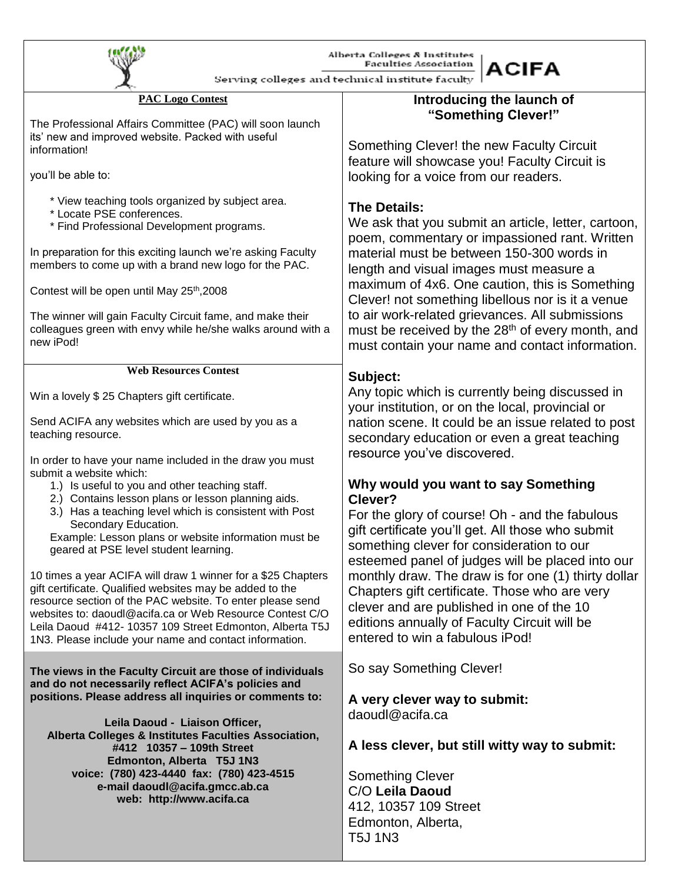Alberta Colleges & Institutes Faculties Association

Serving colleges and technical institute faculty

**ACIFA**

### PAC Logo Contest

The Professional Affairs Committee (PAC) will soon launch its' new and improved website. Packed with useful information!

you'll be able to:

* View teaching tools organized by subject area.
* Locate PSE conferences.
* Find Professional Development programs.

In preparation for this exciting launch we're asking Faculty members to come up with a brand new logo for the PAC.

Contest will be open until May 25th,2008

The winner will gain Faculty Circuit fame, and make their colleagues green with envy while he/she walks around with a new iPod!

### Web Resources Contest

Win a lovely $ 25 Chapters gift certificate.

Send ACIFA any websites which are used by you as a teaching resource.

In order to have your name included in the draw you must submit a website which:

1.) Is useful to you and other teaching staff.
2.) Contains lesson plans or lesson planning aids.
3.) Has a teaching level which is consistent with Post Secondary Education.

Example: Lesson plans or website information must be geared at PSE level student learning.

10 times a year ACIFA will draw 1 winner for a $25 Chapters gift certificate. Qualified websites may be added to the resource section of the PAC website. To enter please send websites to: daoudl@acifa.ca or Web Resource Contest C/O Leila Daoud #412- 10357 109 Street Edmonton, Alberta T5J 1N3. Please include your name and contact information.

**The views in the Faculty Circuit are those of individuals and do not necessarily reflect ACIFA's policies and positions. Please address all inquiries or comments to:**

**Leila Daoud - Liaison Officer,**
**Alberta Colleges & Institutes Faculties Association,**
**#412 10357 – 109th Street**
**Edmonton, Alberta T5J 1N3**
**voice: (780) 423-4440 fax: (780) 423-4515**
**e-mail daoudl@acifa.gmcc.ab.ca**
**web: http://www.acifa.ca**

## Introducing the launch of "Something Clever!"

Something Clever! the new Faculty Circuit feature will showcase you! Faculty Circuit is looking for a voice from our readers.

### The Details:

We ask that you submit an article, letter, cartoon, poem, commentary or impassioned rant. Written material must be between 150-300 words in length and visual images must measure a maximum of 4x6. One caution, this is Something Clever! not something libellous nor is it a venue to air work-related grievances. All submissions must be received by the 28th of every month, and must contain your name and contact information.

### Subject:

Any topic which is currently being discussed in your institution, or on the local, provincial or nation scene. It could be an issue related to post secondary education or even a great teaching resource you've discovered.

### Why would you want to say Something Clever?

For the glory of course! Oh - and the fabulous gift certificate you'll get. All those who submit something clever for consideration to our esteemed panel of judges will be placed into our monthly draw. The draw is for one (1) thirty dollar Chapters gift certificate. Those who are very clever and are published in one of the 10 editions annually of Faculty Circuit will be entered to win a fabulous iPod!

So say Something Clever!

### A very clever way to submit:

daoudl@acifa.ca

### A less clever, but still witty way to submit:

Something Clever
C/O **Leila Daoud**
412, 10357 109 Street
Edmonton, Alberta,
T5J 1N3